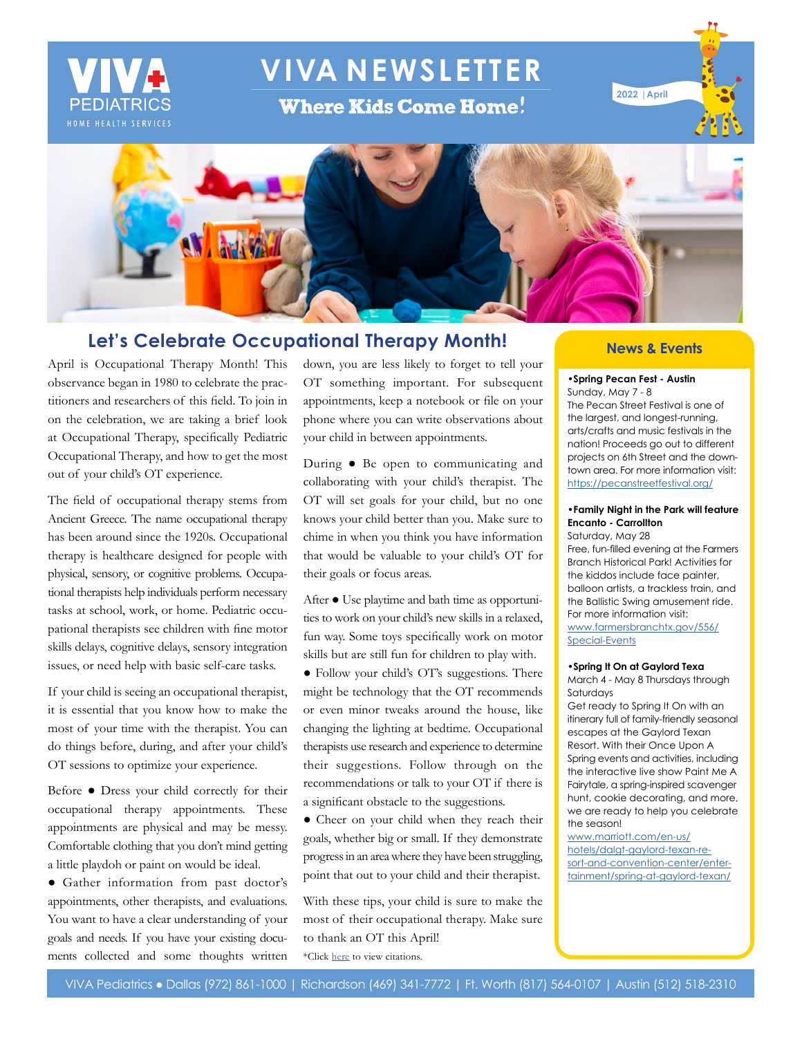# VIVA NEWSLETTER

**Where Kids Come Home!**

VIVA PEDIATRICS HOME HEALTH SERVICES

2022 | April

## Let's Celebrate Occupational Therapy Month!

April is Occupational Therapy Month! This observance began in 1980 to celebrate the practitioners and researchers of this field. To join in on the celebration, we are taking a brief look at Occupational Therapy, specifically Pediatric Occupational Therapy, and how to get the most out of your child's OT experience.

The field of occupational therapy stems from Ancient Greece. The name occupational therapy has been around since the 1920s. Occupational therapy is healthcare designed for people with physical, sensory, or cognitive problems. Occupational therapists help individuals perform necessary tasks at school, work, or home. Pediatric occupational therapists see children with fine motor skills delays, cognitive delays, sensory integration issues, or need help with basic self-care tasks.

If your child is seeing an occupational therapist, it is essential that you know how to make the most of your time with the therapist. You can do things before, during, and after your child's OT sessions to optimize your experience.

Before ● Dress your child correctly for their occupational therapy appointments. These appointments are physical and may be messy. Comfortable clothing that you don't mind getting a little playdoh or paint on would be ideal.

● Gather information from past doctor's appointments, other therapists, and evaluations. You want to have a clear understanding of your goals and needs. If you have your existing documents collected and some thoughts written down, you are less likely to forget to tell your OT something important. For subsequent appointments, keep a notebook or file on your phone where you can write observations about your child in between appointments.

During ● Be open to communicating and collaborating with your child's therapist. The OT will set goals for your child, but no one knows your child better than you. Make sure to chime in when you think you have information that would be valuable to your child's OT for their goals or focus areas.

After ● Use playtime and bath time as opportunities to work on your child's new skills in a relaxed, fun way. Some toys specifically work on motor skills but are still fun for children to play with.

● Follow your child's OT's suggestions. There might be technology that the OT recommends or even minor tweaks around the house, like changing the lighting at bedtime. Occupational therapists use research and experience to determine their suggestions. Follow through on the recommendations or talk to your OT if there is a significant obstacle to the suggestions.

● Cheer on your child when they reach their goals, whether big or small. If they demonstrate progress in an area where they have been struggling, point that out to your child and their therapist.

With these tips, your child is sure to make the most of their occupational therapy. Make sure to thank an OT this April!

*Click here to view citations.

## News & Events

**•Spring Pecan Fest - Austin**
Sunday, May 7 - 8
The Pecan Street Festival is one of the largest, and longest-running, arts/crafts and music festivals in the nation! Proceeds go out to different projects on 6th Street and the downtown area. For more information visit: https://pecanstreetfestival.org/

**•Family Night in the Park will feature Encanto - Carrollton**
Saturday, May 28
Free, fun-filled evening at the Farmers Branch Historical Park! Activities for the kiddos include face painter, balloon artists, a trackless train, and the Ballistic Swing amusement ride. For more information visit: www.farmersbranchtx.gov/556/Special-Events

**•Spring It On at Gaylord Texa**
March 4 - May 8 Thursdays through Saturdays
Get ready to Spring It On with an itinerary full of family-friendly seasonal escapes at the Gaylord Texan Resort. With their Once Upon A Spring events and activities, including the interactive live show Paint Me A Fairytale, a spring-inspired scavenger hunt, cookie decorating, and more, we are ready to help you celebrate the season!
www.marriott.com/en-us/hotels/dalgt-gaylord-texan-resort-and-convention-center/entertainment/spring-at-gaylord-texan/

VIVA Pediatrics ● Dallas (972) 861-1000 | Richardson (469) 341-7772 | Ft. Worth (817) 564-0107 | Austin (512) 518-2310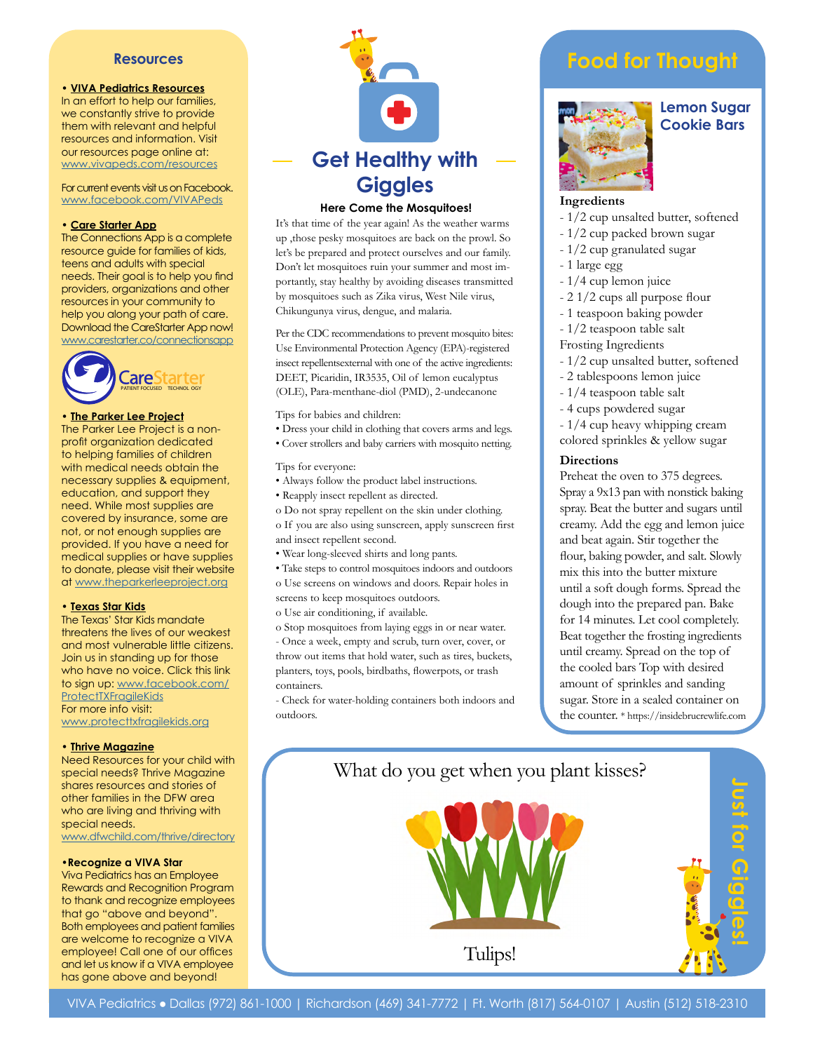## Resources

• **VIVA Pediatrics Resources**
In an effort to help our families, we constantly strive to provide them with relevant and helpful resources and information. Visit our resources page online at: www.vivapeds.com/resources

For current events visit us on Facebook. www.facebook.com/VIVAPeds

• **Care Starter App**
The Connections App is a complete resource guide for families of kids, teens and adults with special needs. Their goal is to help you find providers, organizations and other resources in your community to help you along your path of care. Download the CareStarter App now! www.carestarter.co/connectionsapp

• **The Parker Lee Project**
The Parker Lee Project is a non-profit organization dedicated to helping families of children with medical needs obtain the necessary supplies & equipment, education, and support they need. While most supplies are covered by insurance, some are not, or not enough supplies are provided. If you have a need for medical supplies or have supplies to donate, please visit their website at www.theparkerleeproject.org

• **Texas Star Kids**
The Texas' Star Kids mandate threatens the lives of our weakest and most vulnerable little citizens. Join us in standing up for those who have no voice. Click this link to sign up: www.facebook.com/ProtectTXFragileKids
For more info visit: www.protecttxfragilekids.org

• **Thrive Magazine**
Need Resources for your child with special needs? Thrive Magazine shares resources and stories of other families in the DFW area who are living and thriving with special needs.
www.dfwchild.com/thrive/directory

• **Recognize a VIVA Star**
Viva Pediatrics has an Employee Rewards and Recognition Program to thank and recognize employees that go "above and beyond". Both employees and patient families are welcome to recognize a VIVA employee! Call one of our offices and let us know if a VIVA employee has gone above and beyond!

## Get Healthy with Giggles

### Here Come the Mosquitoes!

It's that time of the year again! As the weather warms up ,those pesky mosquitoes are back on the prowl. So let's be prepared and protect ourselves and our family. Don't let mosquitoes ruin your summer and most importantly, stay healthy by avoiding diseases transmitted by mosquitoes such as Zika virus, West Nile virus, Chikungunya virus, dengue, and malaria.

Per the CDC recommendations to prevent mosquito bites: Use Environmental Protection Agency (EPA)-registered insect repellentsexternal with one of the active ingredients: DEET, Picaridin, IR3535, Oil of lemon eucalyptus (OLE), Para-menthane-diol (PMD), 2-undecanone

Tips for babies and children:
• Dress your child in clothing that covers arms and legs.
• Cover strollers and baby carriers with mosquito netting.

Tips for everyone:
• Always follow the product label instructions.
• Reapply insect repellent as directed.
o Do not spray repellent on the skin under clothing.
o If you are also using sunscreen, apply sunscreen first and insect repellent second.
• Wear long-sleeved shirts and long pants.
• Take steps to control mosquitoes indoors and outdoors
o Use screens on windows and doors. Repair holes in screens to keep mosquitoes outdoors.
o Use air conditioning, if available.
o Stop mosquitoes from laying eggs in or near water.
- Once a week, empty and scrub, turn over, cover, or throw out items that hold water, such as tires, buckets, planters, toys, pools, birdbaths, flowerpots, or trash containers.
- Check for water-holding containers both indoors and outdoors.

## Food for Thought

### Lemon Sugar Cookie Bars

**Ingredients**
- 1/2 cup unsalted butter, softened
- 1/2 cup packed brown sugar
- 1/2 cup granulated sugar
- 1 large egg
- 1/4 cup lemon juice
- 2 1/2 cups all purpose flour
- 1 teaspoon baking powder
- 1/2 teaspoon table salt

Frosting Ingredients
- 1/2 cup unsalted butter, softened
- 2 tablespoons lemon juice
- 1/4 teaspoon table salt
- 4 cups powdered sugar
- 1/4 cup heavy whipping cream

colored sprinkles & yellow sugar

**Directions**
Preheat the oven to 375 degrees. Spray a 9x13 pan with nonstick baking spray. Beat the butter and sugars until creamy. Add the egg and lemon juice and beat again. Stir together the flour, baking powder, and salt. Slowly mix this into the butter mixture until a soft dough forms. Spread the dough into the prepared pan. Bake for 14 minutes. Let cool completely. Beat together the frosting ingredients until creamy. Spread on the top of the cooled bars Top with desired amount of sprinkles and sanding sugar. Store in a sealed container on the counter. * https://insidebrucrewlife.com

## Just for Giggles!

What do you get when you plant kisses?

Tulips!

VIVA Pediatrics • Dallas (972) 861-1000 | Richardson (469) 341-7772 | Ft. Worth (817) 564-0107 | Austin (512) 518-2310